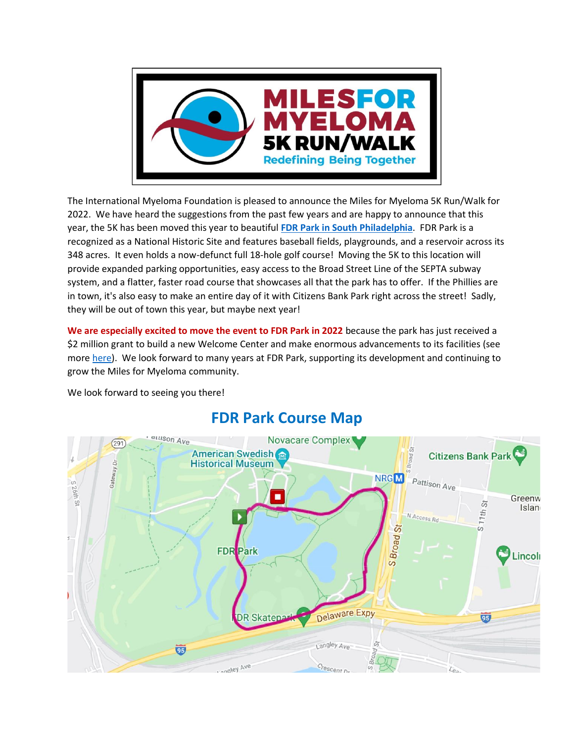The International Myeloma Foundation is pleased to announce the Miles for Myeloma 5K Run/Walk for 2022. We have heard the suggestions from the past few years and are happy to announce that this year, the 5K has been moved this year to beautiful **[FDR Park in South Philadelphia](#)**. FDR Park is a recognized as a National Historic Site and features baseball fields, playgrounds, and a reservoir across its 348 acres. It even holds a now-defunct full 18-hole golf course! Moving the 5K to this location will provide expanded parking opportunities, easy access to the Broad Street Line of the SEPTA subway system, and a flatter, faster road course that showcases all that the park has to offer. If the Phillies are in town, it's also easy to make an entire day of it with Citizens Bank Park right across the street! Sadly, they will be out of town this year, but maybe next year!

**We are especially excited to move the event to FDR Park in 2022** because the park has just received a $2 million grant to build a new Welcome Center and make enormous advancements to its facilities (see more [here](#)). We look forward to many years at FDR Park, supporting its development and continuing to grow the Miles for Myeloma community.

We look forward to seeing you there!

## FDR Park Course Map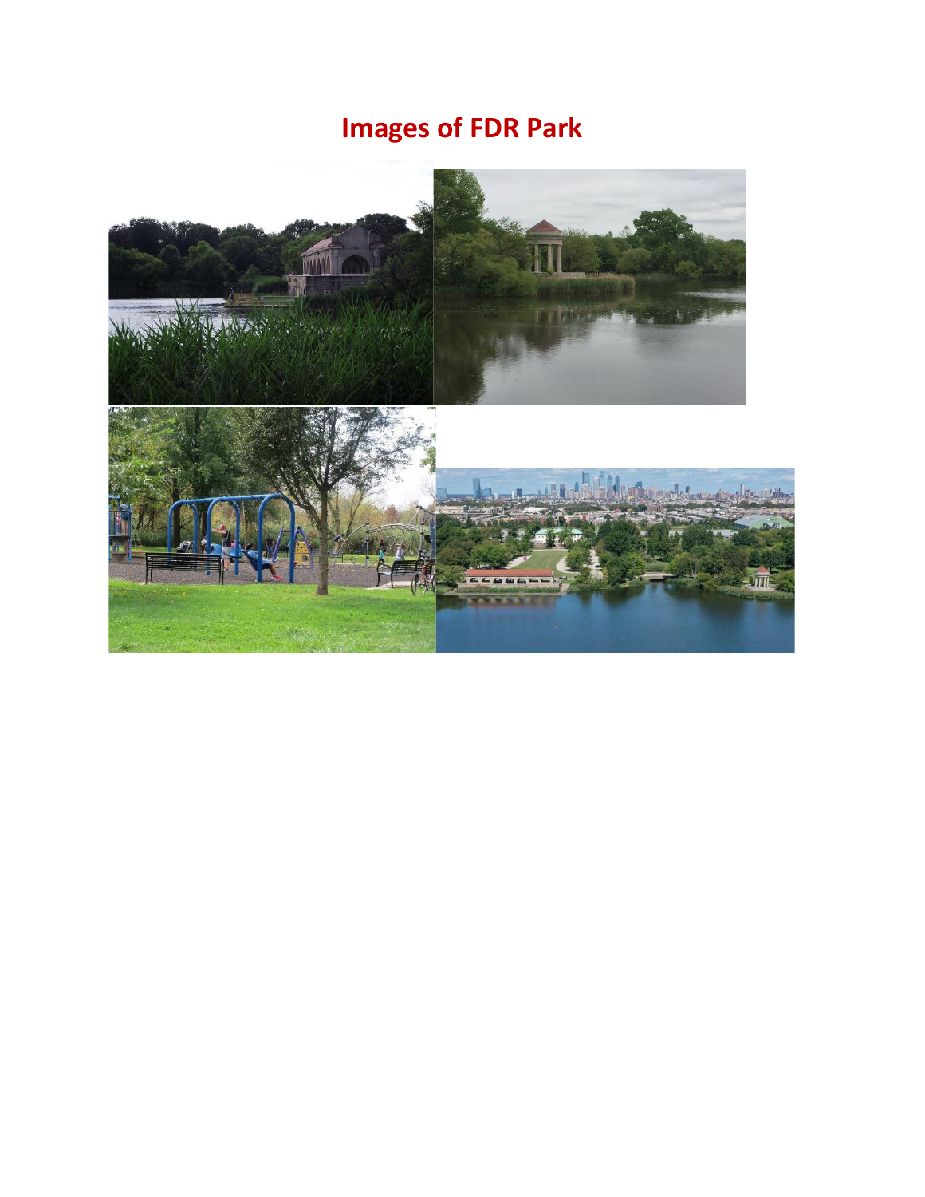# Images of FDR Park